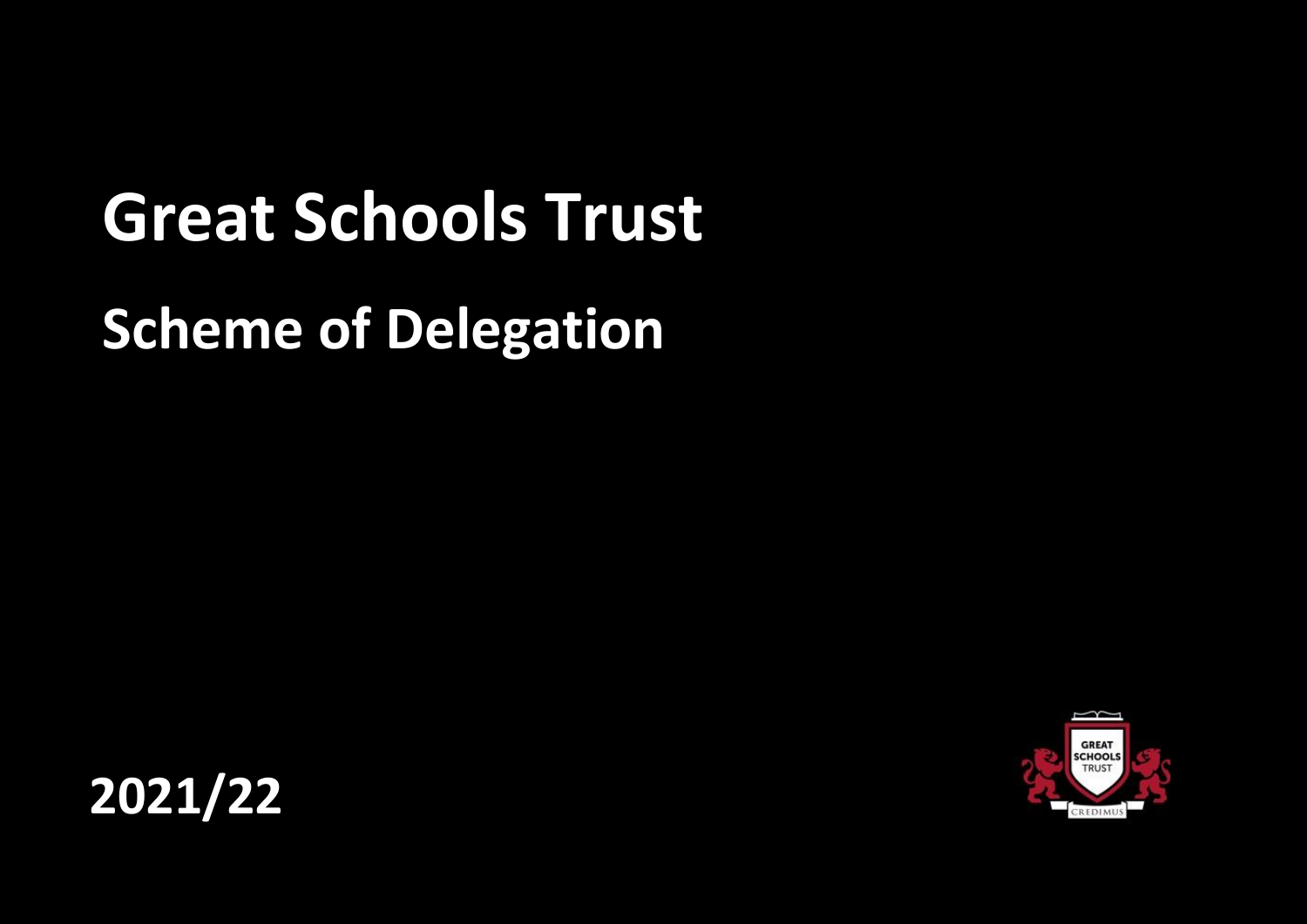# Great Schools Trust

## Scheme of Delegation

**2021/22**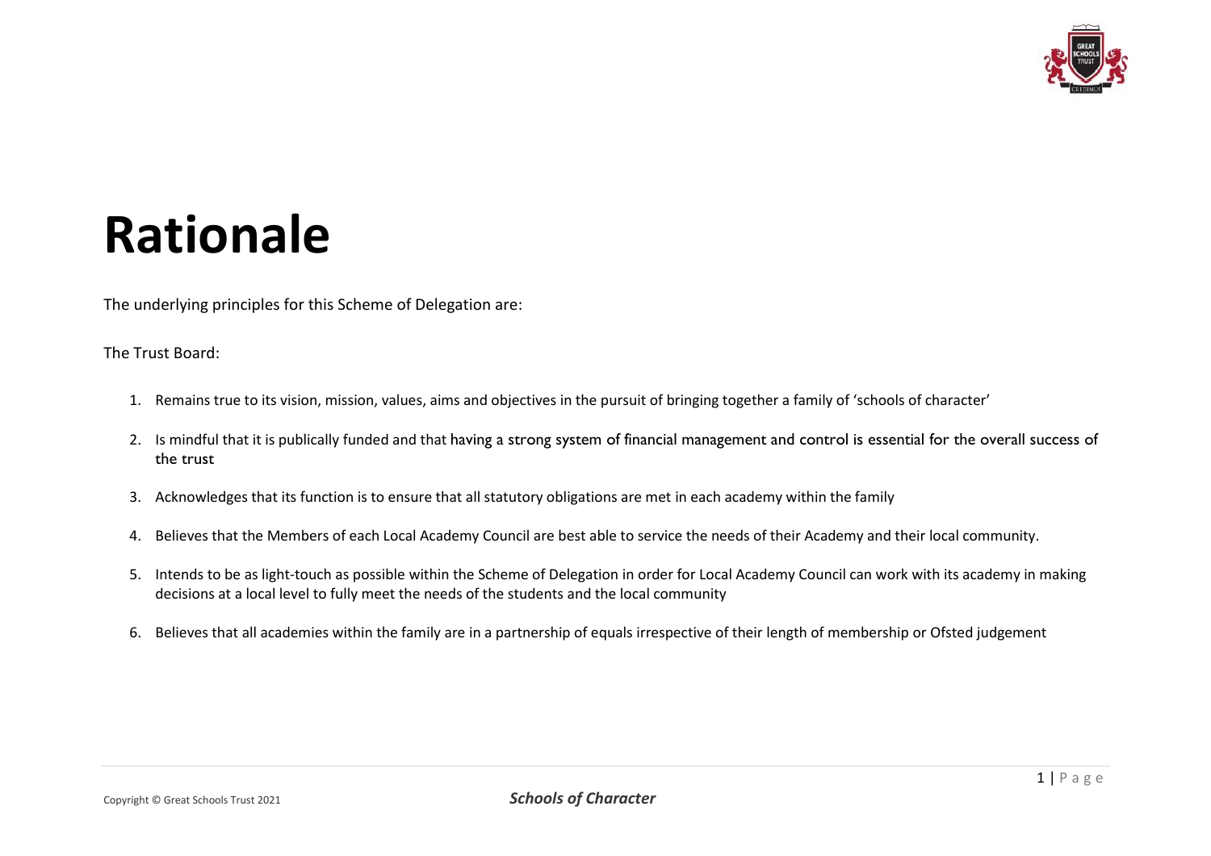# Rationale

The underlying principles for this Scheme of Delegation are:

The Trust Board:

1. Remains true to its vision, mission, values, aims and objectives in the pursuit of bringing together a family of 'schools of character'
2. Is mindful that it is publically funded and that having a strong system of financial management and control is essential for the overall success of the trust
3. Acknowledges that its function is to ensure that all statutory obligations are met in each academy within the family
4. Believes that the Members of each Local Academy Council are best able to service the needs of their Academy and their local community.
5. Intends to be as light-touch as possible within the Scheme of Delegation in order for Local Academy Council can work with its academy in making decisions at a local level to fully meet the needs of the students and the local community
6. Believes that all academies within the family are in a partnership of equals irrespective of their length of membership or Ofsted judgement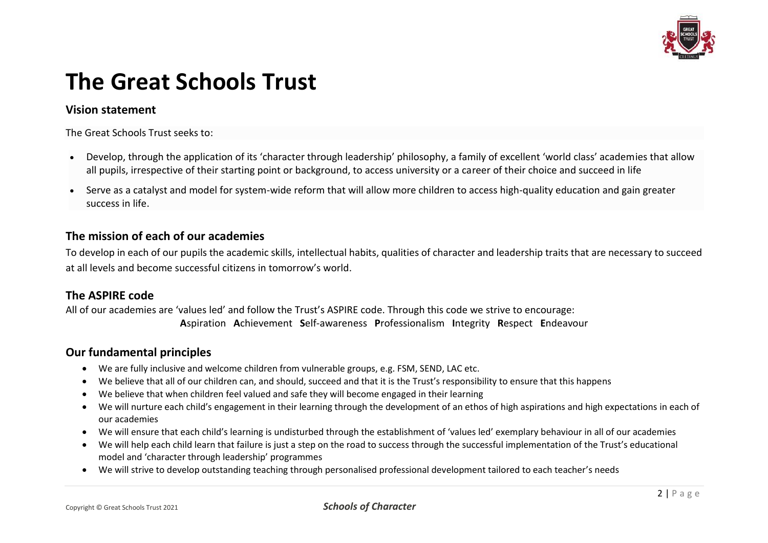# The Great Schools Trust

## Vision statement

The Great Schools Trust seeks to:

- Develop, through the application of its 'character through leadership' philosophy, a family of excellent 'world class' academies that allow all pupils, irrespective of their starting point or background, to access university or a career of their choice and succeed in life
- Serve as a catalyst and model for system-wide reform that will allow more children to access high-quality education and gain greater success in life.

## The mission of each of our academies

To develop in each of our pupils the academic skills, intellectual habits, qualities of character and leadership traits that are necessary to succeed at all levels and become successful citizens in tomorrow's world.

## The ASPIRE code

All of our academies are 'values led' and follow the Trust's ASPIRE code. Through this code we strive to encourage:

**A**spiration **A**chievement **S**elf-awareness **P**rofessionalism **I**ntegrity **R**espect **E**ndeavour

## Our fundamental principles

- We are fully inclusive and welcome children from vulnerable groups, e.g. FSM, SEND, LAC etc.
- We believe that all of our children can, and should, succeed and that it is the Trust's responsibility to ensure that this happens
- We believe that when children feel valued and safe they will become engaged in their learning
- We will nurture each child's engagement in their learning through the development of an ethos of high aspirations and high expectations in each of our academies
- We will ensure that each child's learning is undisturbed through the establishment of 'values led' exemplary behaviour in all of our academies
- We will help each child learn that failure is just a step on the road to success through the successful implementation of the Trust's educational model and 'character through leadership' programmes
- We will strive to develop outstanding teaching through personalised professional development tailored to each teacher's needs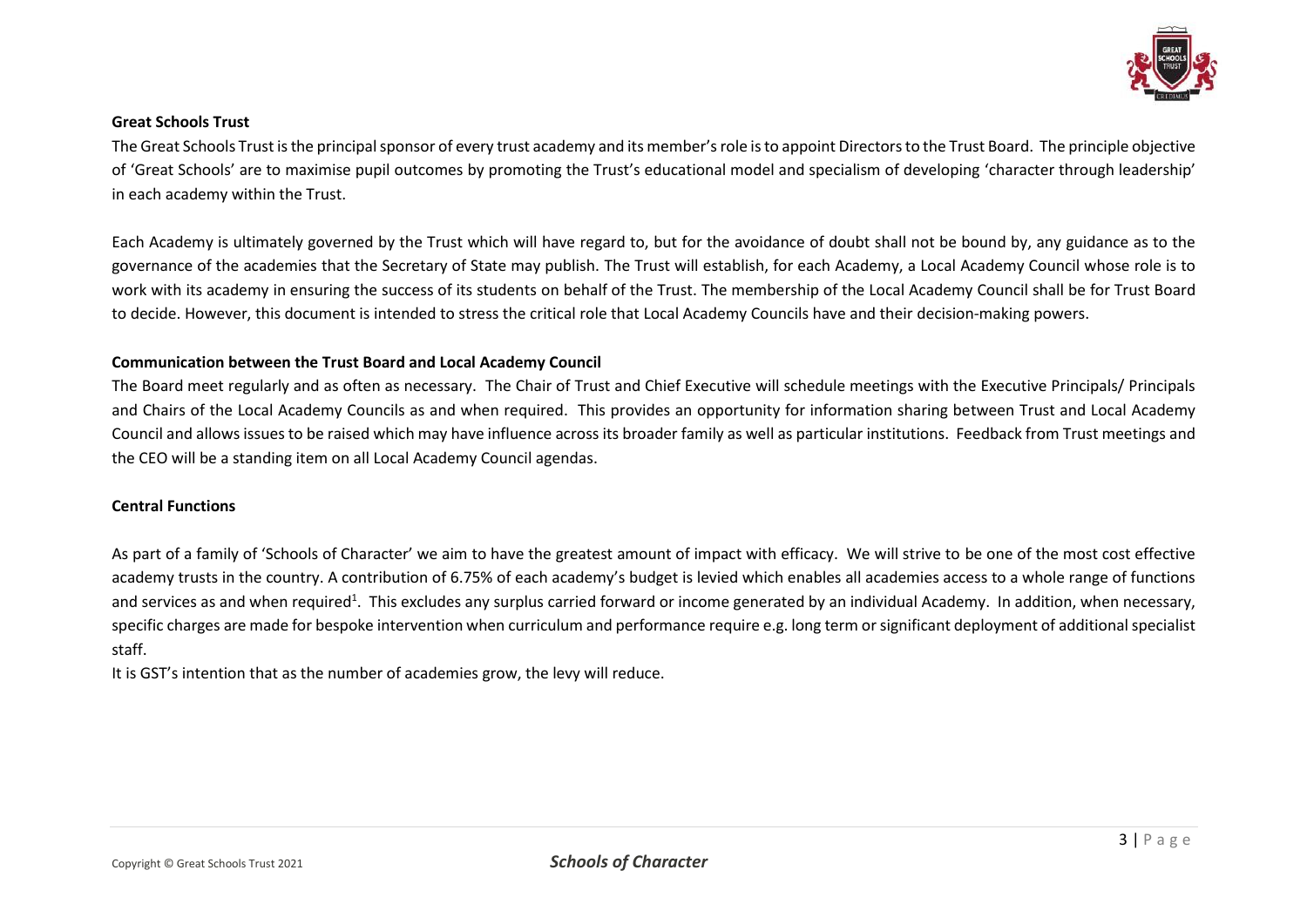## Great Schools Trust

The Great Schools Trust is the principal sponsor of every trust academy and its member's role is to appoint Directors to the Trust Board. The principle objective of 'Great Schools' are to maximise pupil outcomes by promoting the Trust's educational model and specialism of developing 'character through leadership' in each academy within the Trust.

Each Academy is ultimately governed by the Trust which will have regard to, but for the avoidance of doubt shall not be bound by, any guidance as to the governance of the academies that the Secretary of State may publish. The Trust will establish, for each Academy, a Local Academy Council whose role is to work with its academy in ensuring the success of its students on behalf of the Trust. The membership of the Local Academy Council shall be for Trust Board to decide. However, this document is intended to stress the critical role that Local Academy Councils have and their decision-making powers.

## Communication between the Trust Board and Local Academy Council

The Board meet regularly and as often as necessary. The Chair of Trust and Chief Executive will schedule meetings with the Executive Principals/ Principals and Chairs of the Local Academy Councils as and when required. This provides an opportunity for information sharing between Trust and Local Academy Council and allows issues to be raised which may have influence across its broader family as well as particular institutions. Feedback from Trust meetings and the CEO will be a standing item on all Local Academy Council agendas.

## Central Functions

As part of a family of 'Schools of Character' we aim to have the greatest amount of impact with efficacy. We will strive to be one of the most cost effective academy trusts in the country. A contribution of 6.75% of each academy's budget is levied which enables all academies access to a whole range of functions and services as and when required[1]. This excludes any surplus carried forward or income generated by an individual Academy. In addition, when necessary, specific charges are made for bespoke intervention when curriculum and performance require e.g. long term or significant deployment of additional specialist staff.

It is GST's intention that as the number of academies grow, the levy will reduce.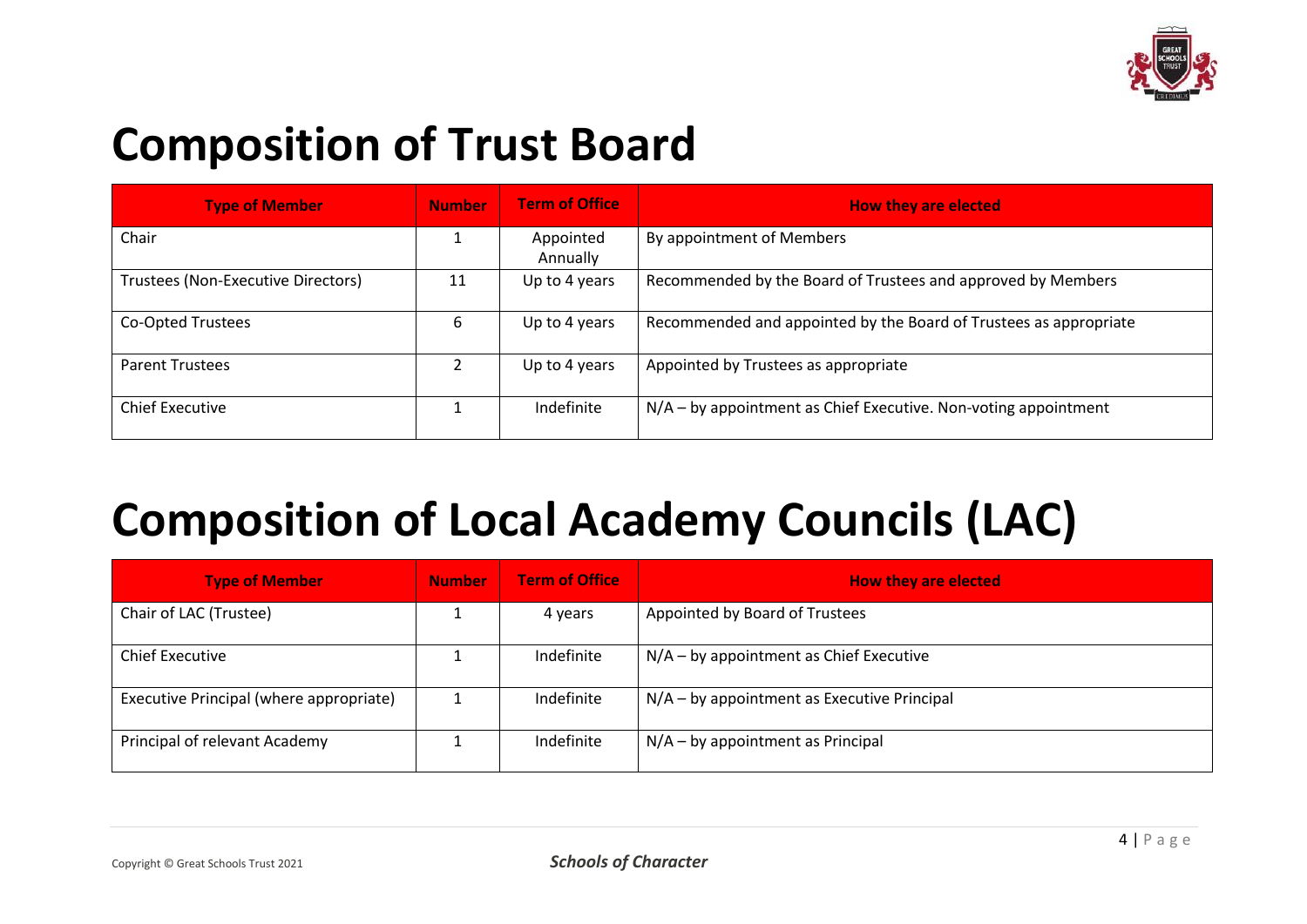# Composition of Trust Board

| Type of Member | Number | Term of Office | How they are elected |
|---|---|---|---|
| Chair | 1 | Appointed Annually | By appointment of Members |
| Trustees (Non-Executive Directors) | 11 | Up to 4 years | Recommended by the Board of Trustees and approved by Members |
| Co-Opted Trustees | 6 | Up to 4 years | Recommended and appointed by the Board of Trustees as appropriate |
| Parent Trustees | 2 | Up to 4 years | Appointed by Trustees as appropriate |
| Chief Executive | 1 | Indefinite | N/A – by appointment as Chief Executive. Non-voting appointment |

# Composition of Local Academy Councils (LAC)

| Type of Member | Number | Term of Office | How they are elected |
|---|---|---|---|
| Chair of LAC (Trustee) | 1 | 4 years | Appointed by Board of Trustees |
| Chief Executive | 1 | Indefinite | N/A – by appointment as Chief Executive |
| Executive Principal (where appropriate) | 1 | Indefinite | N/A – by appointment as Executive Principal |
| Principal of relevant Academy | 1 | Indefinite | N/A – by appointment as Principal |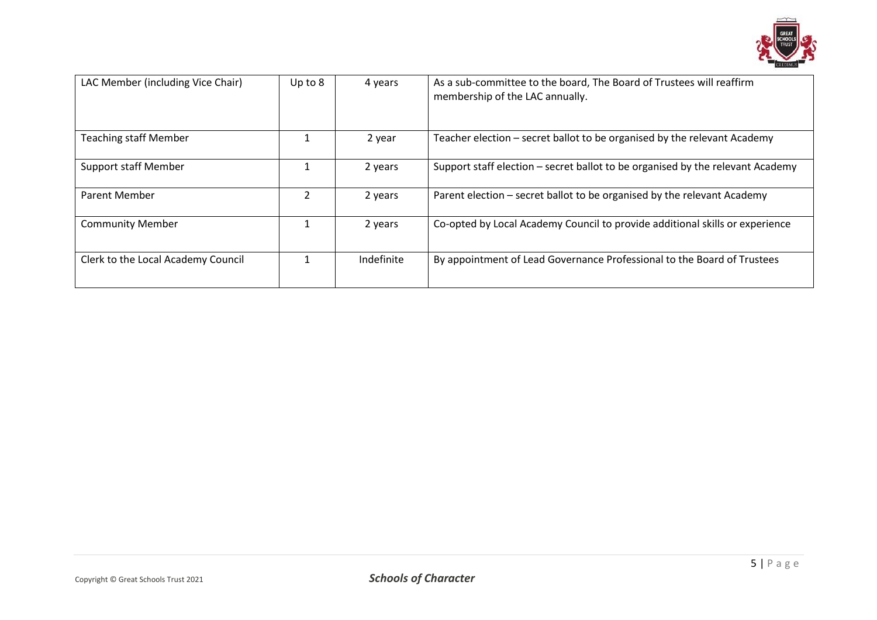| LAC Member (including Vice Chair) | Up to 8 | 4 years | As a sub-committee to the board, The Board of Trustees will reaffirm membership of the LAC annually. |
|---|---|---|---|
| Teaching staff Member | 1 | 2 year | Teacher election – secret ballot to be organised by the relevant Academy |
| Support staff Member | 1 | 2 years | Support staff election – secret ballot to be organised by the relevant Academy |
| Parent Member | 2 | 2 years | Parent election – secret ballot to be organised by the relevant Academy |
| Community Member | 1 | 2 years | Co-opted by Local Academy Council to provide additional skills or experience |
| Clerk to the Local Academy Council | 1 | Indefinite | By appointment of Lead Governance Professional to the Board of Trustees |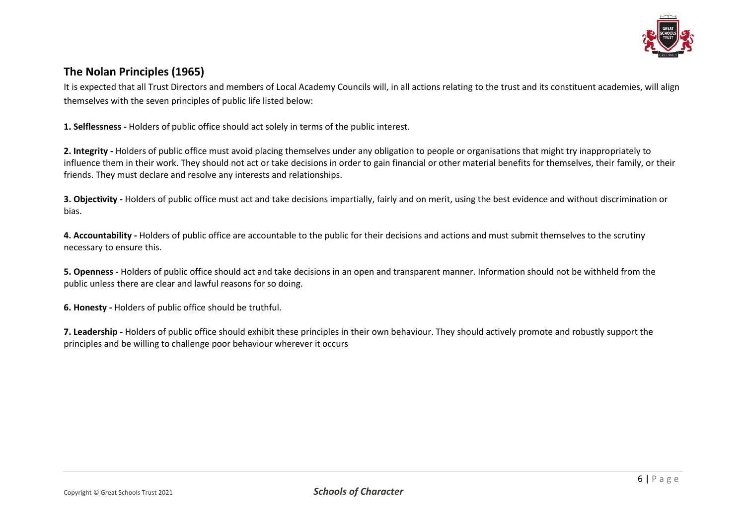## The Nolan Principles (1965)

It is expected that all Trust Directors and members of Local Academy Councils will, in all actions relating to the trust and its constituent academies, will align themselves with the seven principles of public life listed below:

**1. Selflessness -** Holders of public office should act solely in terms of the public interest.

**2. Integrity -** Holders of public office must avoid placing themselves under any obligation to people or organisations that might try inappropriately to influence them in their work. They should not act or take decisions in order to gain financial or other material benefits for themselves, their family, or their friends. They must declare and resolve any interests and relationships.

**3. Objectivity -** Holders of public office must act and take decisions impartially, fairly and on merit, using the best evidence and without discrimination or bias.

**4. Accountability -** Holders of public office are accountable to the public for their decisions and actions and must submit themselves to the scrutiny necessary to ensure this.

**5. Openness -** Holders of public office should act and take decisions in an open and transparent manner. Information should not be withheld from the public unless there are clear and lawful reasons for so doing.

**6. Honesty -** Holders of public office should be truthful.

**7. Leadership -** Holders of public office should exhibit these principles in their own behaviour. They should actively promote and robustly support the principles and be willing to challenge poor behaviour wherever it occurs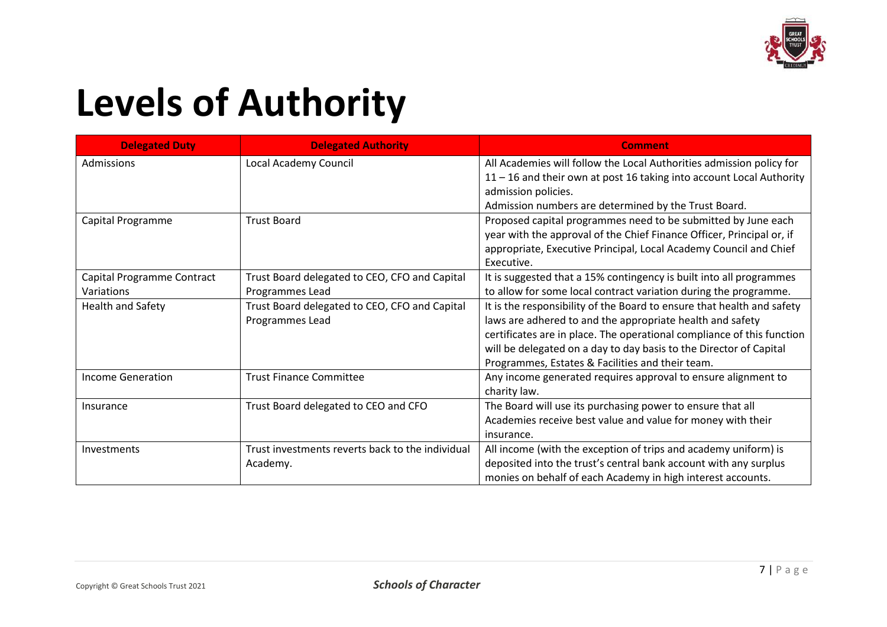# Levels of Authority

| Delegated Duty | Delegated Authority | Comment |
|---|---|---|
| Admissions | Local Academy Council | All Academies will follow the Local Authorities admission policy for 11 – 16 and their own at post 16 taking into account Local Authority admission policies.<br>Admission numbers are determined by the Trust Board. |
| Capital Programme | Trust Board | Proposed capital programmes need to be submitted by June each year with the approval of the Chief Finance Officer, Principal or, if appropriate, Executive Principal, Local Academy Council and Chief Executive. |
| Capital Programme Contract Variations | Trust Board delegated to CEO, CFO and Capital Programmes Lead | It is suggested that a 15% contingency is built into all programmes to allow for some local contract variation during the programme. |
| Health and Safety | Trust Board delegated to CEO, CFO and Capital Programmes Lead | It is the responsibility of the Board to ensure that health and safety laws are adhered to and the appropriate health and safety certificates are in place. The operational compliance of this function will be delegated on a day to day basis to the Director of Capital Programmes, Estates & Facilities and their team. |
| Income Generation | Trust Finance Committee | Any income generated requires approval to ensure alignment to charity law. |
| Insurance | Trust Board delegated to CEO and CFO | The Board will use its purchasing power to ensure that all Academies receive best value and value for money with their insurance. |
| Investments | Trust investments reverts back to the individual Academy. | All income (with the exception of trips and academy uniform) is deposited into the trust's central bank account with any surplus monies on behalf of each Academy in high interest accounts. |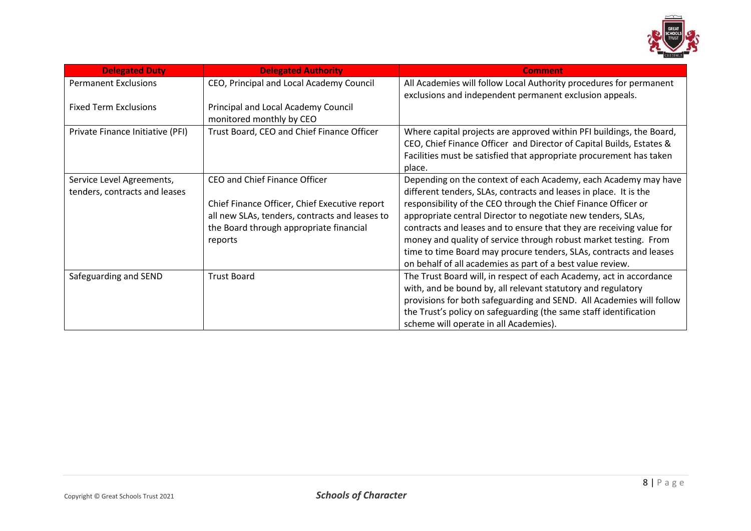| Delegated Duty | Delegated Authority | Comment |
|---|---|---|
| Permanent Exclusions<br><br>Fixed Term Exclusions | CEO, Principal and Local Academy Council<br><br>Principal and Local Academy Council monitored monthly by CEO | All Academies will follow Local Authority procedures for permanent exclusions and independent permanent exclusion appeals. |
| Private Finance Initiative (PFI) | Trust Board, CEO and Chief Finance Officer | Where capital projects are approved within PFI buildings, the Board, CEO, Chief Finance Officer and Director of Capital Builds, Estates & Facilities must be satisfied that appropriate procurement has taken place. |
| Service Level Agreements, tenders, contracts and leases | CEO and Chief Finance Officer<br><br>Chief Finance Officer, Chief Executive report all new SLAs, tenders, contracts and leases to the Board through appropriate financial reports | Depending on the context of each Academy, each Academy may have different tenders, SLAs, contracts and leases in place. It is the responsibility of the CEO through the Chief Finance Officer or appropriate central Director to negotiate new tenders, SLAs, contracts and leases and to ensure that they are receiving value for money and quality of service through robust market testing. From time to time Board may procure tenders, SLAs, contracts and leases on behalf of all academies as part of a best value review. |
| Safeguarding and SEND | Trust Board | The Trust Board will, in respect of each Academy, act in accordance with, and be bound by, all relevant statutory and regulatory provisions for both safeguarding and SEND. All Academies will follow the Trust's policy on safeguarding (the same staff identification scheme will operate in all Academies). |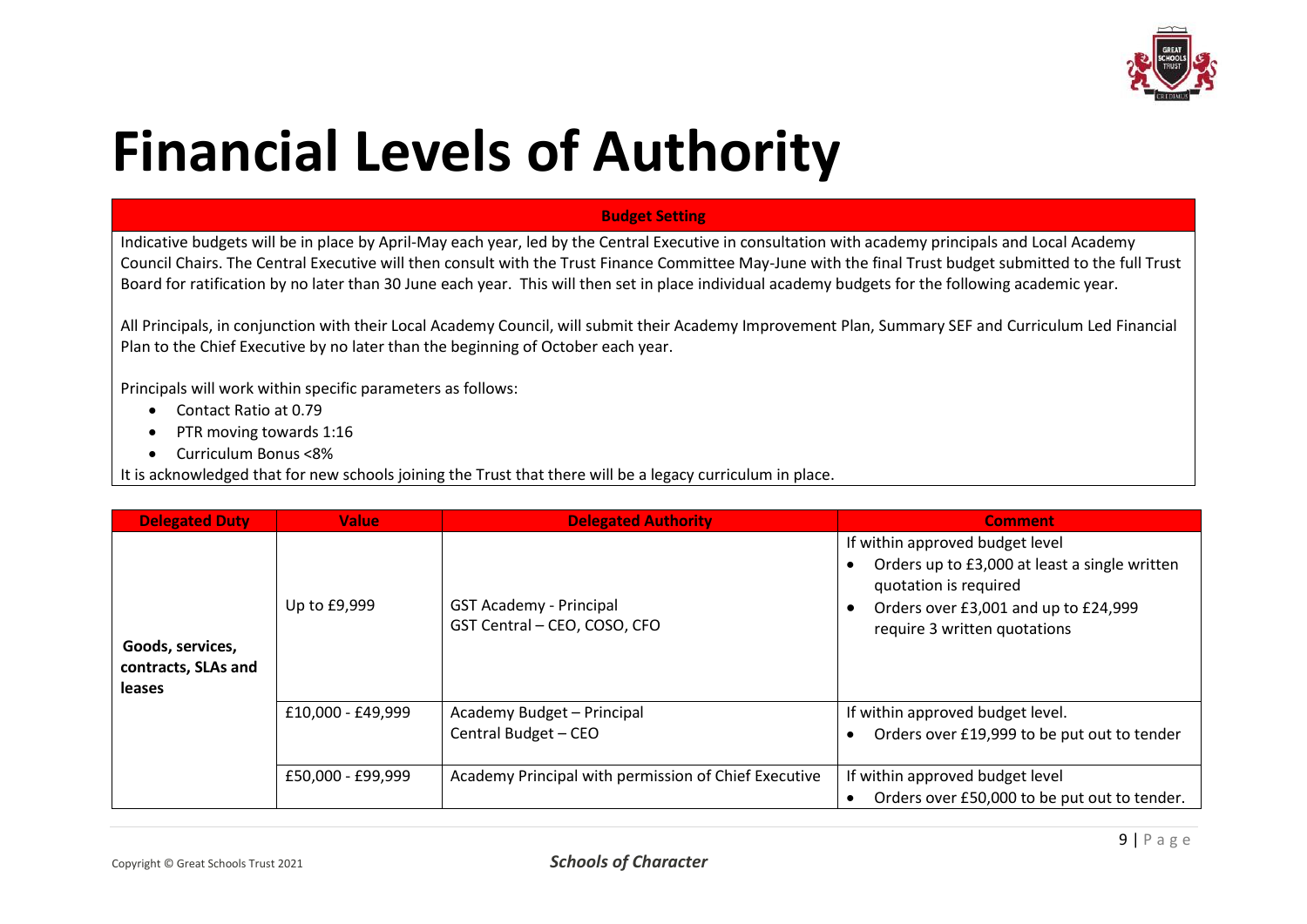# Financial Levels of Authority

| Budget Setting |
| --- |
| Indicative budgets will be in place by April-May each year, led by the Central Executive in consultation with academy principals and Local Academy Council Chairs. The Central Executive will then consult with the Trust Finance Committee May-June with the final Trust budget submitted to the full Trust Board for ratification by no later than 30 June each year. This will then set in place individual academy budgets for the following academic year.<br><br>All Principals, in conjunction with their Local Academy Council, will submit their Academy Improvement Plan, Summary SEF and Curriculum Led Financial Plan to the Chief Executive by no later than the beginning of October each year.<br><br>Principals will work within specific parameters as follows:<br>• Contact Ratio at 0.79<br>• PTR moving towards 1:16<br>• Curriculum Bonus <8%<br>It is acknowledged that for new schools joining the Trust that there will be a legacy curriculum in place. |

| Delegated Duty | Value | Delegated Authority | Comment |
| --- | --- | --- | --- |
| **Goods, services, contracts, SLAs and leases** | Up to £9,999 | GST Academy - Principal<br>GST Central – CEO, COSO, CFO | If within approved budget level<br>• Orders up to £3,000 at least a single written quotation is required<br>• Orders over £3,001 and up to £24,999 require 3 written quotations |
| | £10,000 - £49,999 | Academy Budget – Principal<br>Central Budget – CEO | If within approved budget level.<br>• Orders over £19,999 to be put out to tender |
| | £50,000 - £99,999 | Academy Principal with permission of Chief Executive | If within approved budget level<br>• Orders over £50,000 to be put out to tender. |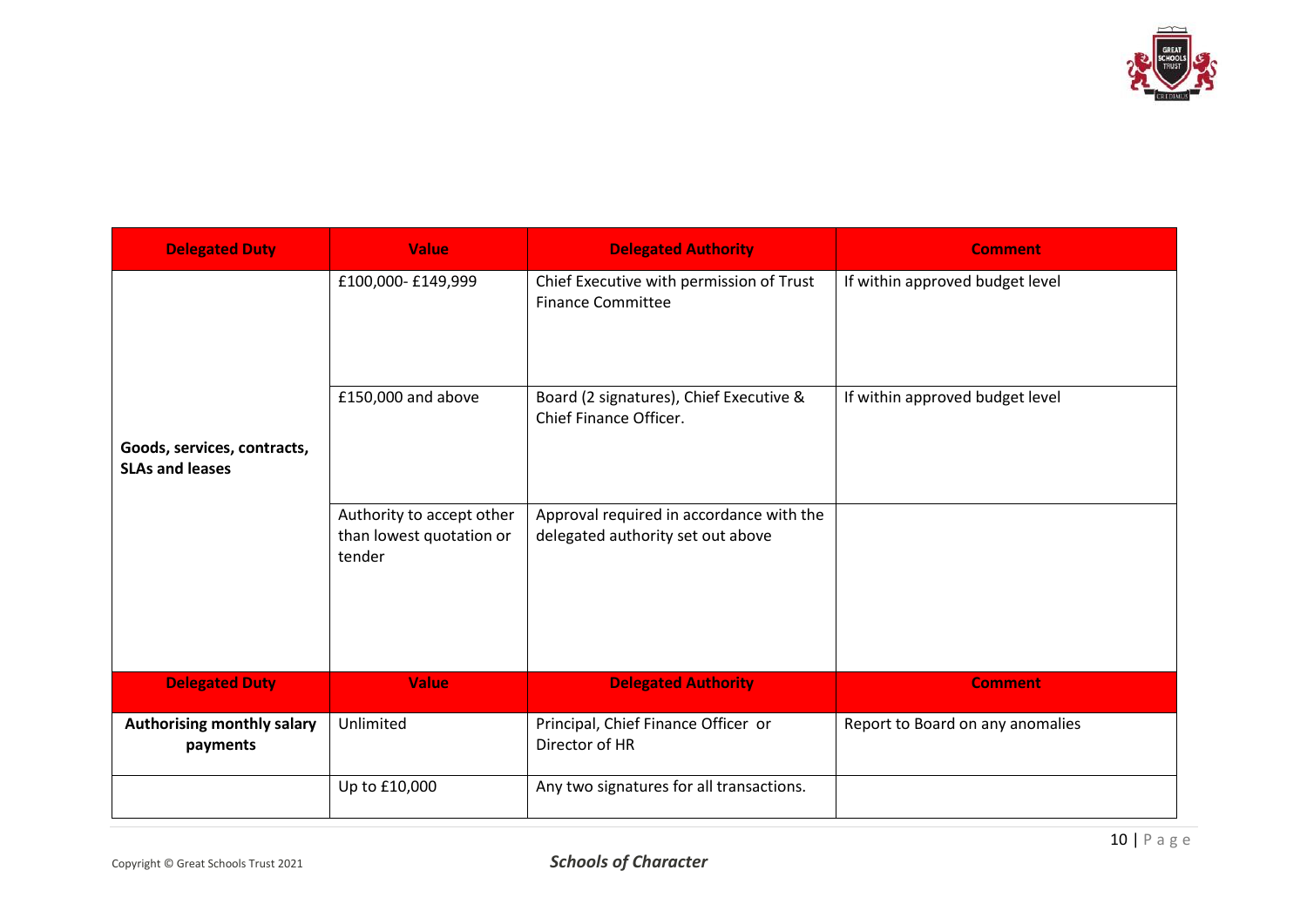| **Delegated Duty** | **Value** | **Delegated Authority** | **Comment** |
|---|---|---|---|
| **Goods, services, contracts, SLAs and leases** | £100,000- £149,999 | Chief Executive with permission of Trust Finance Committee | If within approved budget level |
| | £150,000 and above | Board (2 signatures), Chief Executive & Chief Finance Officer. | If within approved budget level |
| | Authority to accept other than lowest quotation or tender | Approval required in accordance with the delegated authority set out above | |

| **Delegated Duty** | **Value** | **Delegated Authority** | **Comment** |
|---|---|---|---|
| **Authorising monthly salary payments** | Unlimited | Principal, Chief Finance Officer or Director of HR | Report to Board on any anomalies |
| | Up to £10,000 | Any two signatures for all transactions. | |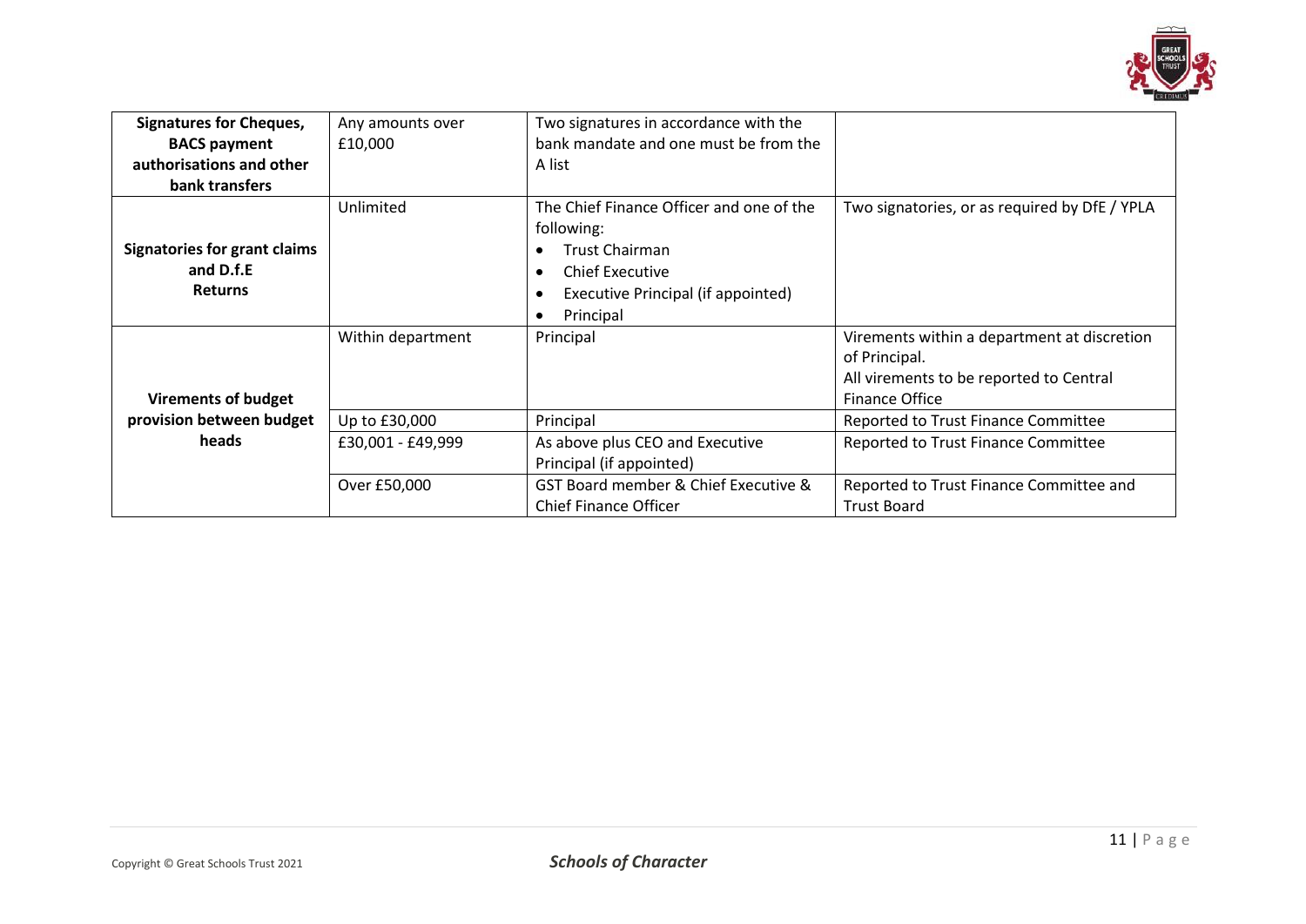| | | | |
|---|---|---|---|
| **Signatures for Cheques, BACS payment authorisations and other bank transfers** | Any amounts over £10,000 | Two signatures in accordance with the bank mandate and one must be from the A list | |
| **Signatories for grant claims and D.f.E Returns** | Unlimited | The Chief Finance Officer and one of the following:<br>• Trust Chairman<br>• Chief Executive<br>• Executive Principal (if appointed)<br>• Principal | Two signatories, or as required by DfE / YPLA |
| **Virements of budget provision between budget heads** | Within department | Principal | Virements within a department at discretion of Principal.<br>All virements to be reported to Central Finance Office |
| | Up to £30,000 | Principal | Reported to Trust Finance Committee |
| | £30,001 - £49,999 | As above plus CEO and Executive Principal (if appointed) | Reported to Trust Finance Committee |
| | Over £50,000 | GST Board member & Chief Executive & Chief Finance Officer | Reported to Trust Finance Committee and Trust Board |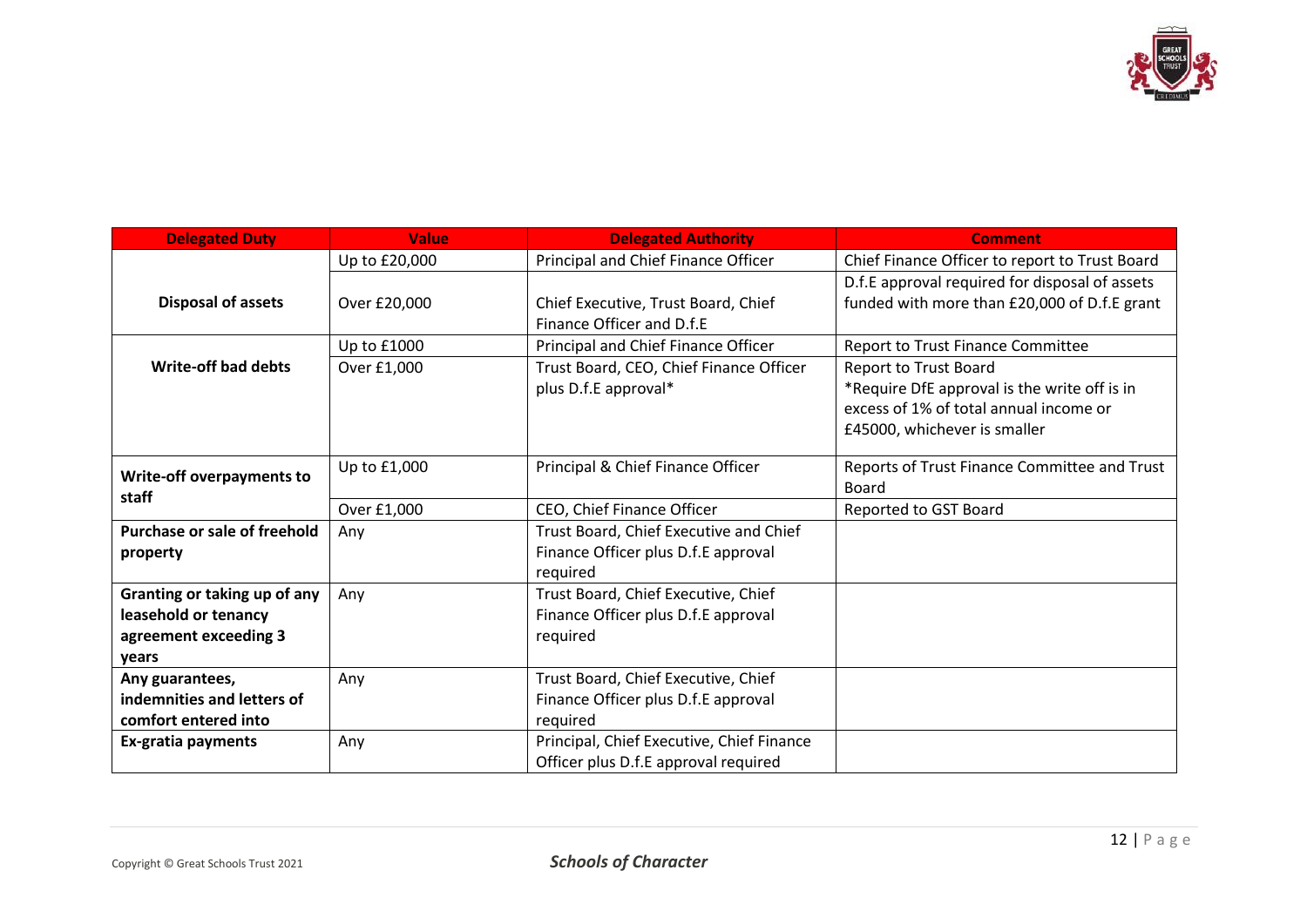| Delegated Duty | Value | Delegated Authority | Comment |
| --- | --- | --- | --- |
| **Disposal of assets** | Up to £20,000 | Principal and Chief Finance Officer | Chief Finance Officer to report to Trust Board |
| | Over £20,000 | Chief Executive, Trust Board, Chief Finance Officer and D.f.E | D.f.E approval required for disposal of assets funded with more than £20,000 of D.f.E grant |
| **Write-off bad debts** | Up to £1000 | Principal and Chief Finance Officer | Report to Trust Finance Committee |
| | Over £1,000 | Trust Board, CEO, Chief Finance Officer plus D.f.E approval* | Report to Trust Board<br>*Require DfE approval is the write off is in excess of 1% of total annual income or £45000, whichever is smaller |
| **Write-off overpayments to staff** | Up to £1,000 | Principal & Chief Finance Officer | Reports of Trust Finance Committee and Trust Board |
| | Over £1,000 | CEO, Chief Finance Officer | Reported to GST Board |
| **Purchase or sale of freehold property** | Any | Trust Board, Chief Executive and Chief Finance Officer plus D.f.E approval required | |
| **Granting or taking up of any leasehold or tenancy agreement exceeding 3 years** | Any | Trust Board, Chief Executive, Chief Finance Officer plus D.f.E approval required | |
| **Any guarantees, indemnities and letters of comfort entered into** | Any | Trust Board, Chief Executive, Chief Finance Officer plus D.f.E approval required | |
| **Ex-gratia payments** | Any | Principal, Chief Executive, Chief Finance Officer plus D.f.E approval required | |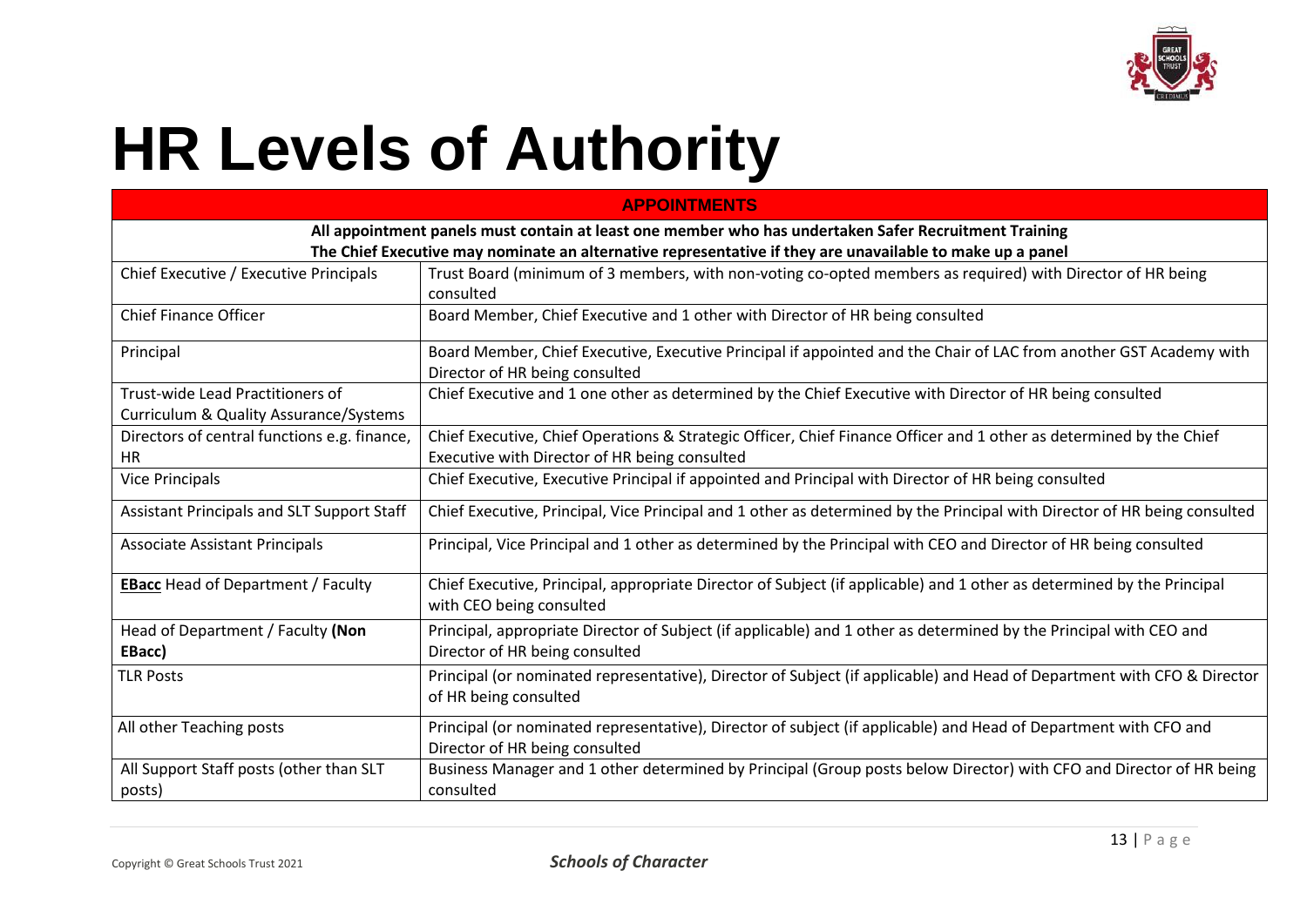# HR Levels of Authority

| APPOINTMENTS | |
|---|---|
| **All appointment panels must contain at least one member who has undertaken Safer Recruitment Training**<br>**The Chief Executive may nominate an alternative representative if they are unavailable to make up a panel** | |
| Chief Executive / Executive Principals | Trust Board (minimum of 3 members, with non-voting co-opted members as required) with Director of HR being consulted |
| Chief Finance Officer | Board Member, Chief Executive and 1 other with Director of HR being consulted |
| Principal | Board Member, Chief Executive, Executive Principal if appointed and the Chair of LAC from another GST Academy with Director of HR being consulted |
| Trust-wide Lead Practitioners of Curriculum & Quality Assurance/Systems | Chief Executive and 1 one other as determined by the Chief Executive with Director of HR being consulted |
| Directors of central functions e.g. finance, HR | Chief Executive, Chief Operations & Strategic Officer, Chief Finance Officer and 1 other as determined by the Chief Executive with Director of HR being consulted |
| Vice Principals | Chief Executive, Executive Principal if appointed and Principal with Director of HR being consulted |
| Assistant Principals and SLT Support Staff | Chief Executive, Principal, Vice Principal and 1 other as determined by the Principal with Director of HR being consulted |
| Associate Assistant Principals | Principal, Vice Principal and 1 other as determined by the Principal with CEO and Director of HR being consulted |
| **EBacc** Head of Department / Faculty | Chief Executive, Principal, appropriate Director of Subject (if applicable) and 1 other as determined by the Principal with CEO being consulted |
| Head of Department / Faculty **(Non EBacc)** | Principal, appropriate Director of Subject (if applicable) and 1 other as determined by the Principal with CEO and Director of HR being consulted |
| TLR Posts | Principal (or nominated representative), Director of Subject (if applicable) and Head of Department with CFO & Director of HR being consulted |
| All other Teaching posts | Principal (or nominated representative), Director of subject (if applicable) and Head of Department with CFO and Director of HR being consulted |
| All Support Staff posts (other than SLT posts) | Business Manager and 1 other determined by Principal (Group posts below Director) with CFO and Director of HR being consulted |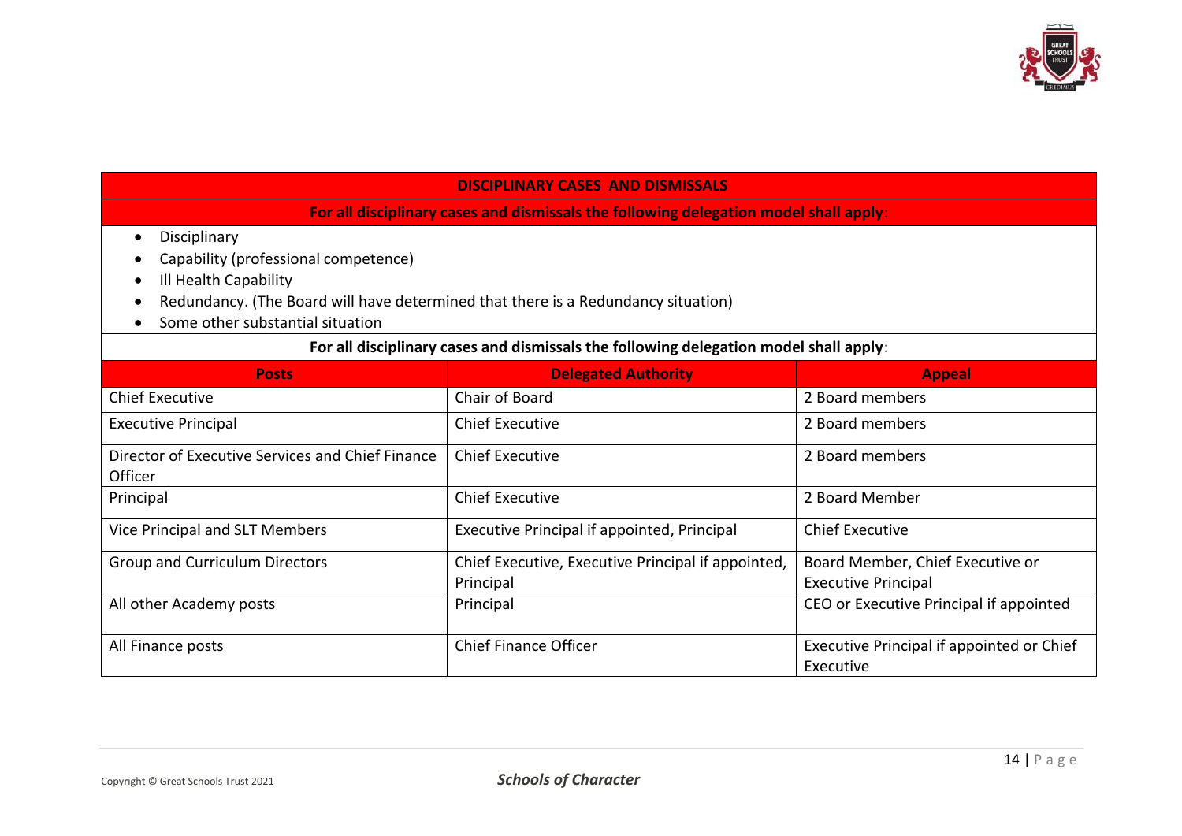**DISCIPLINARY CASES AND DISMISSALS**

**For all disciplinary cases and dismissals the following delegation model shall apply**:

- Disciplinary
- Capability (professional competence)
- Ill Health Capability
- Redundancy. (The Board will have determined that there is a Redundancy situation)
- Some other substantial situation

**For all disciplinary cases and dismissals the following delegation model shall apply**:

| Posts | Delegated Authority | Appeal |
|---|---|---|
| Chief Executive | Chair of Board | 2 Board members |
| Executive Principal | Chief Executive | 2 Board members |
| Director of Executive Services and Chief Finance Officer | Chief Executive | 2 Board members |
| Principal | Chief Executive | 2 Board Member |
| Vice Principal and SLT Members | Executive Principal if appointed, Principal | Chief Executive |
| Group and Curriculum Directors | Chief Executive, Executive Principal if appointed, Principal | Board Member, Chief Executive or Executive Principal |
| All other Academy posts | Principal | CEO or Executive Principal if appointed |
| All Finance posts | Chief Finance Officer | Executive Principal if appointed or Chief Executive |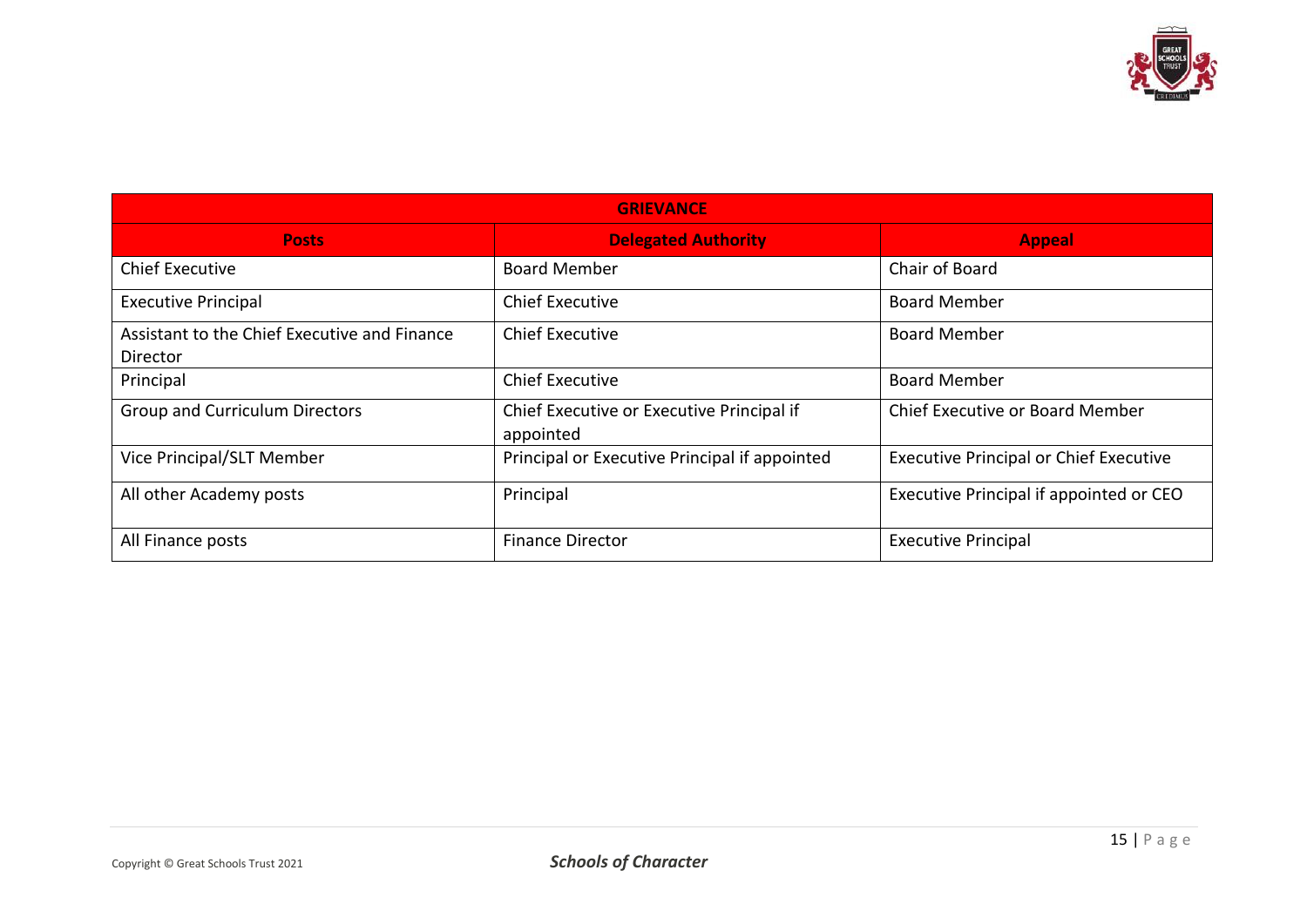| GRIEVANCE | | |
|---|---|---|
| **Posts** | **Delegated Authority** | **Appeal** |
| Chief Executive | Board Member | Chair of Board |
| Executive Principal | Chief Executive | Board Member |
| Assistant to the Chief Executive and Finance Director | Chief Executive | Board Member |
| Principal | Chief Executive | Board Member |
| Group and Curriculum Directors | Chief Executive or Executive Principal if appointed | Chief Executive or Board Member |
| Vice Principal/SLT Member | Principal or Executive Principal if appointed | Executive Principal or Chief Executive |
| All other Academy posts | Principal | Executive Principal if appointed or CEO |
| All Finance posts | Finance Director | Executive Principal |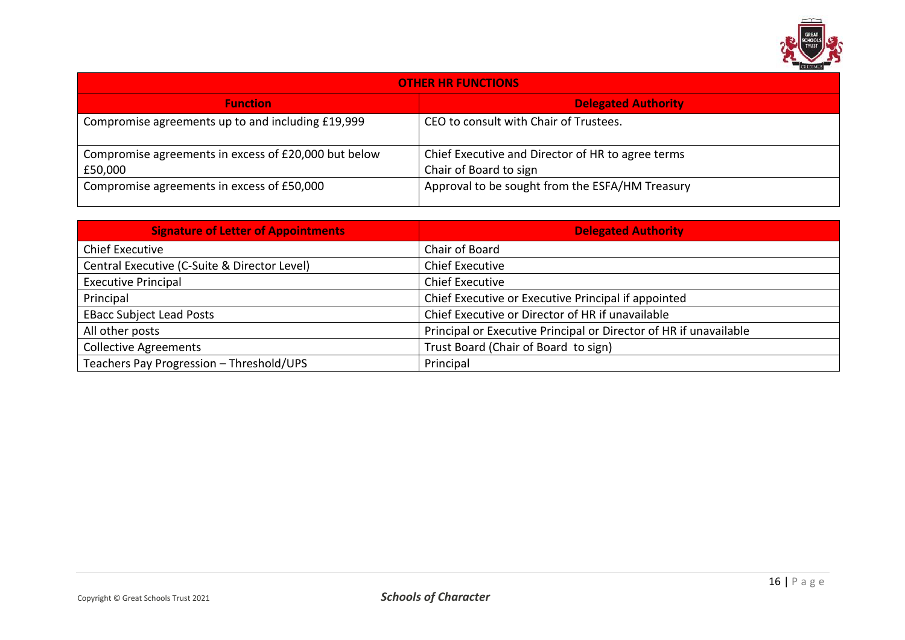| OTHER HR FUNCTIONS | |
|---|---|
| **Function** | **Delegated Authority** |
| Compromise agreements up to and including £19,999 | CEO to consult with Chair of Trustees. |
| Compromise agreements in excess of £20,000 but below £50,000 | Chief Executive and Director of HR to agree terms<br>Chair of Board to sign |
| Compromise agreements in excess of £50,000 | Approval to be sought from the ESFA/HM Treasury |

| Signature of Letter of Appointments | Delegated Authority |
|---|---|
| Chief Executive | Chair of Board |
| Central Executive (C-Suite & Director Level) | Chief Executive |
| Executive Principal | Chief Executive |
| Principal | Chief Executive or Executive Principal if appointed |
| EBacc Subject Lead Posts | Chief Executive or Director of HR if unavailable |
| All other posts | Principal or Executive Principal or Director of HR if unavailable |
| Collective Agreements | Trust Board (Chair of Board to sign) |
| Teachers Pay Progression – Threshold/UPS | Principal |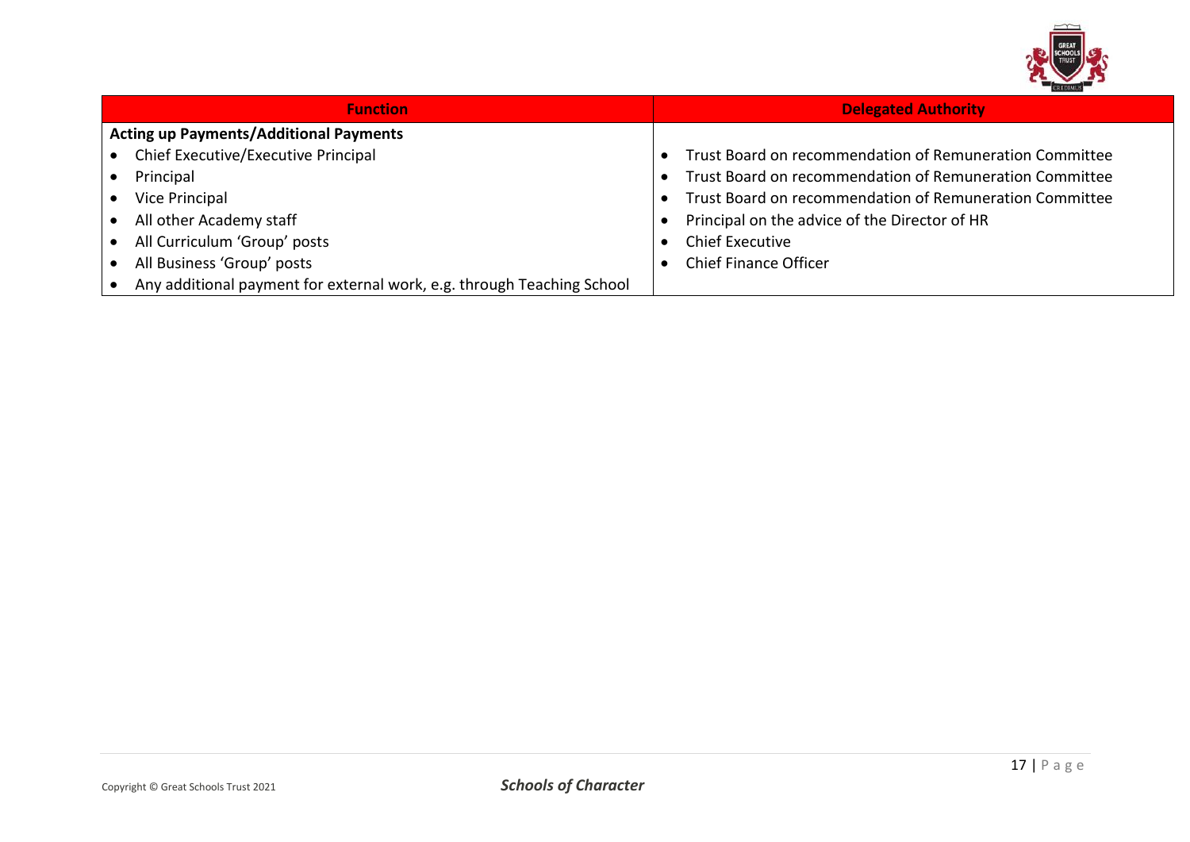| Function | Delegated Authority |
| --- | --- |
| **Acting up Payments/Additional Payments** | |
| • Chief Executive/Executive Principal | • Trust Board on recommendation of Remuneration Committee |
| • Principal | • Trust Board on recommendation of Remuneration Committee |
| • Vice Principal | • Trust Board on recommendation of Remuneration Committee |
| • All other Academy staff | • Principal on the advice of the Director of HR |
| • All Curriculum 'Group' posts | • Chief Executive |
| • All Business 'Group' posts | • Chief Finance Officer |
| • Any additional payment for external work, e.g. through Teaching School | |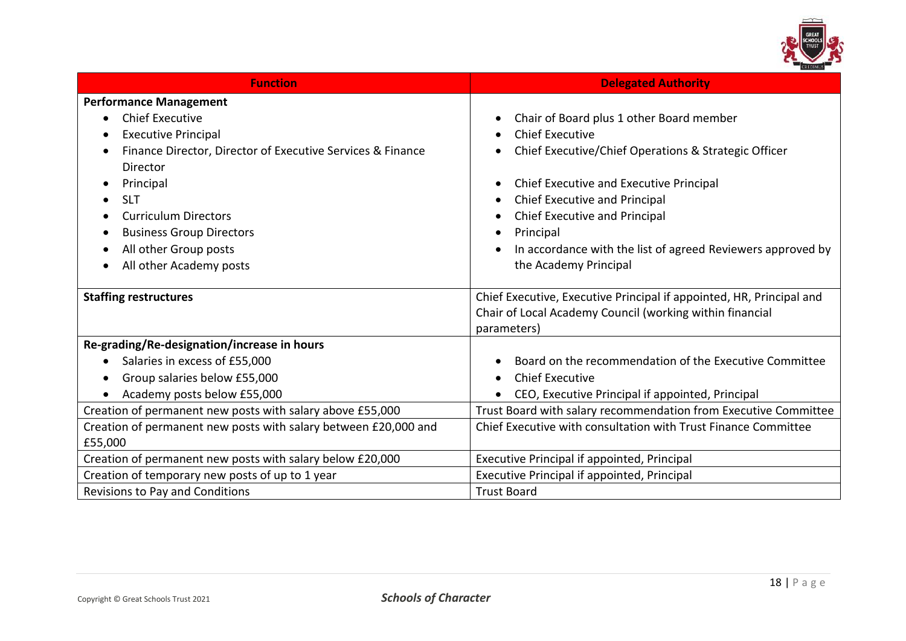| Function | Delegated Authority |
|---|---|
| **Performance Management**<br>• Chief Executive<br>• Executive Principal<br>• Finance Director, Director of Executive Services & Finance Director<br>• Principal<br>• SLT<br>• Curriculum Directors<br>• Business Group Directors<br>• All other Group posts<br>• All other Academy posts | <br>• Chair of Board plus 1 other Board member<br>• Chief Executive<br>• Chief Executive/Chief Operations & Strategic Officer<br><br>• Chief Executive and Executive Principal<br>• Chief Executive and Principal<br>• Chief Executive and Principal<br>• Principal<br>• In accordance with the list of agreed Reviewers approved by the Academy Principal |
| **Staffing restructures** | Chief Executive, Executive Principal if appointed, HR, Principal and Chair of Local Academy Council (working within financial parameters) |
| **Re-grading/Re-designation/increase in hours**<br>• Salaries in excess of £55,000<br>• Group salaries below £55,000<br>• Academy posts below £55,000 | <br>• Board on the recommendation of the Executive Committee<br>• Chief Executive<br>• CEO, Executive Principal if appointed, Principal |
| Creation of permanent new posts with salary above £55,000 | Trust Board with salary recommendation from Executive Committee |
| Creation of permanent new posts with salary between £20,000 and £55,000 | Chief Executive with consultation with Trust Finance Committee |
| Creation of permanent new posts with salary below £20,000 | Executive Principal if appointed, Principal |
| Creation of temporary new posts of up to 1 year | Executive Principal if appointed, Principal |
| Revisions to Pay and Conditions | Trust Board |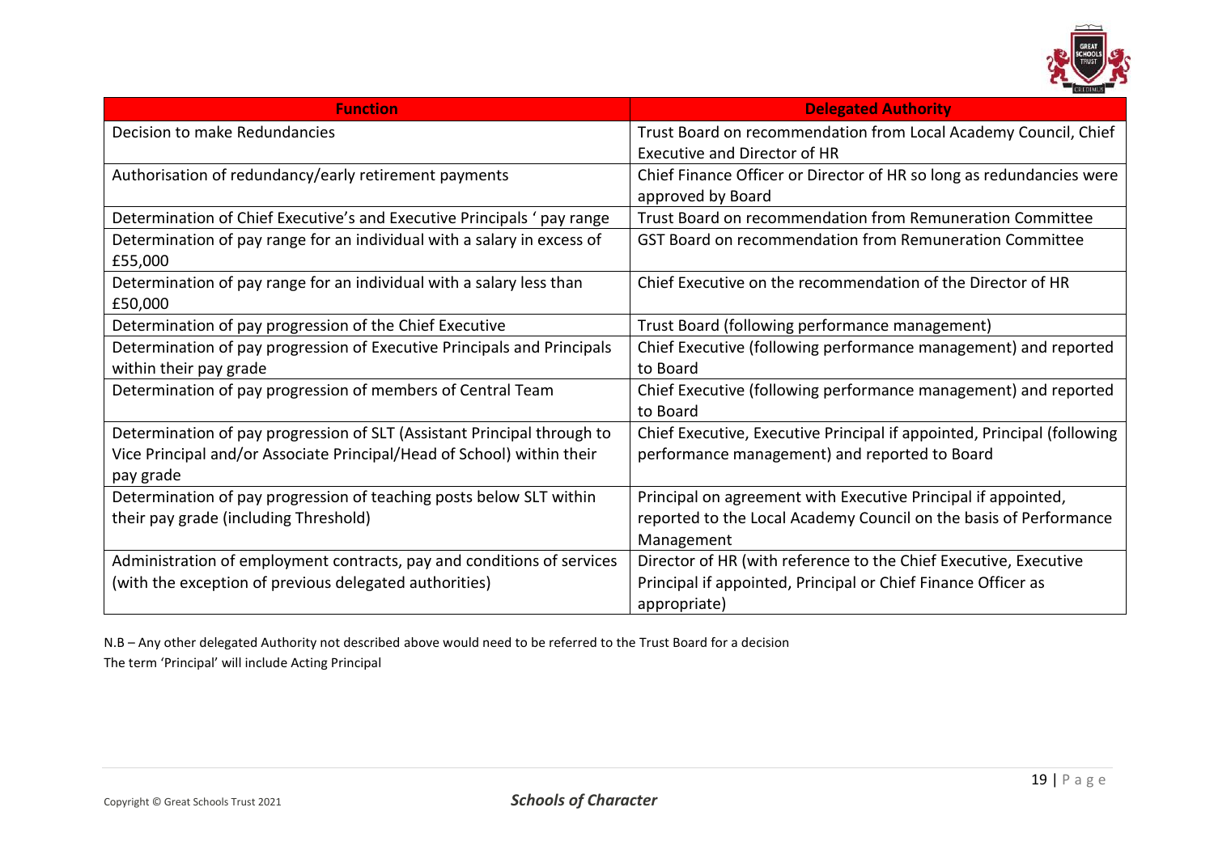| Function | Delegated Authority |
|---|---|
| Decision to make Redundancies | Trust Board on recommendation from Local Academy Council, Chief Executive and Director of HR |
| Authorisation of redundancy/early retirement payments | Chief Finance Officer or Director of HR so long as redundancies were approved by Board |
| Determination of Chief Executive's and Executive Principals ' pay range | Trust Board on recommendation from Remuneration Committee |
| Determination of pay range for an individual with a salary in excess of £55,000 | GST Board on recommendation from Remuneration Committee |
| Determination of pay range for an individual with a salary less than £50,000 | Chief Executive on the recommendation of the Director of HR |
| Determination of pay progression of the Chief Executive | Trust Board (following performance management) |
| Determination of pay progression of Executive Principals and Principals within their pay grade | Chief Executive (following performance management) and reported to Board |
| Determination of pay progression of members of Central Team | Chief Executive (following performance management) and reported to Board |
| Determination of pay progression of SLT (Assistant Principal through to Vice Principal and/or Associate Principal/Head of School) within their pay grade | Chief Executive, Executive Principal if appointed, Principal (following performance management) and reported to Board |
| Determination of pay progression of teaching posts below SLT within their pay grade (including Threshold) | Principal on agreement with Executive Principal if appointed, reported to the Local Academy Council on the basis of Performance Management |
| Administration of employment contracts, pay and conditions of services (with the exception of previous delegated authorities) | Director of HR (with reference to the Chief Executive, Executive Principal if appointed, Principal or Chief Finance Officer as appropriate) |

N.B – Any other delegated Authority not described above would need to be referred to the Trust Board for a decision

The term 'Principal' will include Acting Principal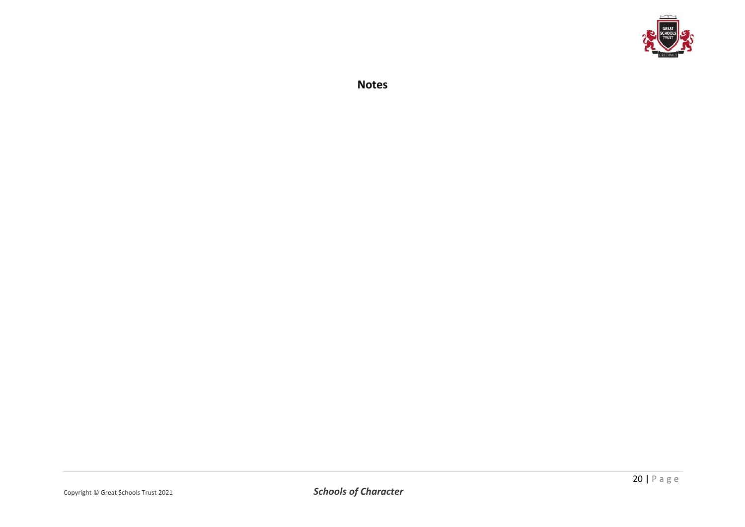## Notes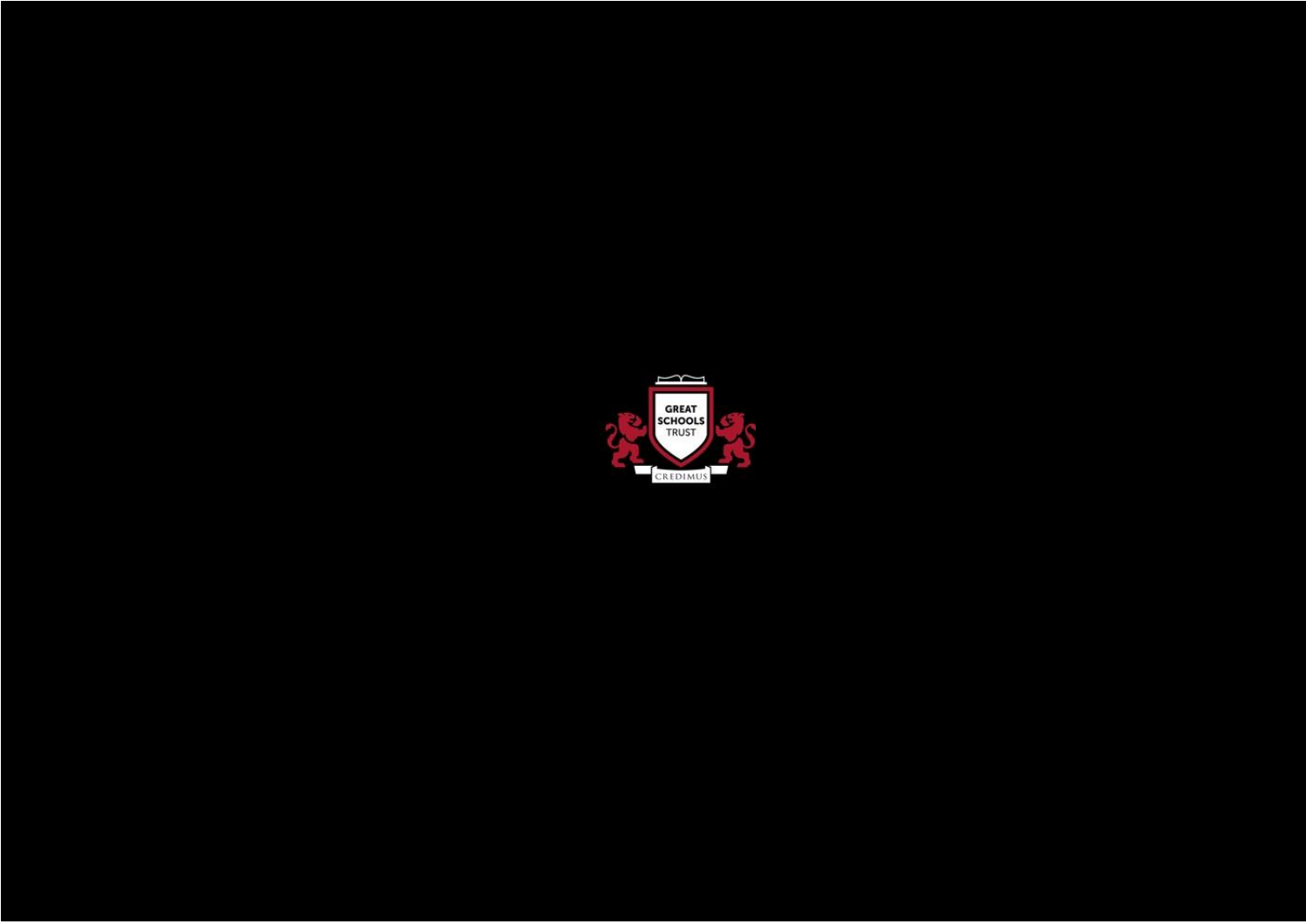GREAT SCHOOLS TRUST

CREDIMUS